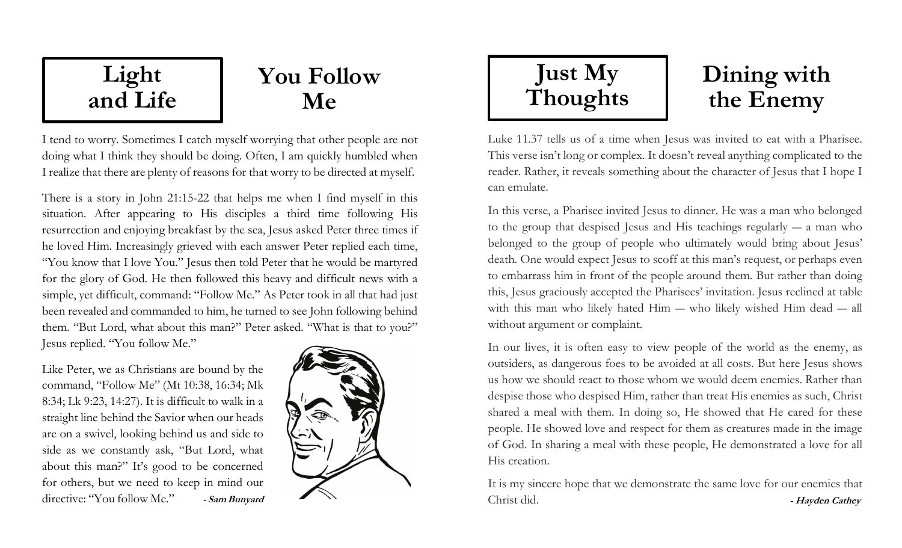## Light and Life

# You Follow Me

I tend to worry. Sometimes I catch myself worrying that other people are not doing what I think they should be doing. Often, I am quickly humbled when I realize that there are plenty of reasons for that worry to be directed at myself.

There is a story in John 21:15-22 that helps me when I find myself in this situation. After appearing to His disciples a third time following His resurrection and enjoying breakfast by the sea, Jesus asked Peter three times if he loved Him. Increasingly grieved with each answer Peter replied each time, "You know that I love You." Jesus then told Peter that he would be martyred for the glory of God. He then followed this heavy and difficult news with a simple, yet difficult, command: "Follow Me." As Peter took in all that had just been revealed and commanded to him, he turned to see John following behind them. "But Lord, what about this man?" Peter asked. "What is that to you?" Jesus replied. "You follow Me."

Like Peter, we as Christians are bound by the command, "Follow Me" (Mt 10:38, 16:34; Mk 8:34; Lk 9:23, 14:27). It is difficult to walk in a straight line behind the Savior when our heads are on a swivel, looking behind us and side to side as we constantly ask, "But Lord, what about this man?" It's good to be concerned for others, but we need to keep in mind our directive: "You follow Me."

**- Sam Bunyard**

## Just My Thoughts

# Dining with the Enemy

Luke 11.37 tells us of a time when Jesus was invited to eat with a Pharisee. This verse isn't long or complex. It doesn't reveal anything complicated to the reader. Rather, it reveals something about the character of Jesus that I hope I can emulate.

In this verse, a Pharisee invited Jesus to dinner. He was a man who belonged to the group that despised Jesus and His teachings regularly — a man who belonged to the group of people who ultimately would bring about Jesus' death. One would expect Jesus to scoff at this man's request, or perhaps even to embarrass him in front of the people around them. But rather than doing this, Jesus graciously accepted the Pharisees' invitation. Jesus reclined at table with this man who likely hated Him — who likely wished Him dead — all without argument or complaint.

In our lives, it is often easy to view people of the world as the enemy, as outsiders, as dangerous foes to be avoided at all costs. But here Jesus shows us how we should react to those whom we would deem enemies. Rather than despise those who despised Him, rather than treat His enemies as such, Christ shared a meal with them. In doing so, He showed that He cared for these people. He showed love and respect for them as creatures made in the image of God. In sharing a meal with these people, He demonstrated a love for all His creation.

It is my sincere hope that we demonstrate the same love for our enemies that Christ did.

**- Hayden Cathey**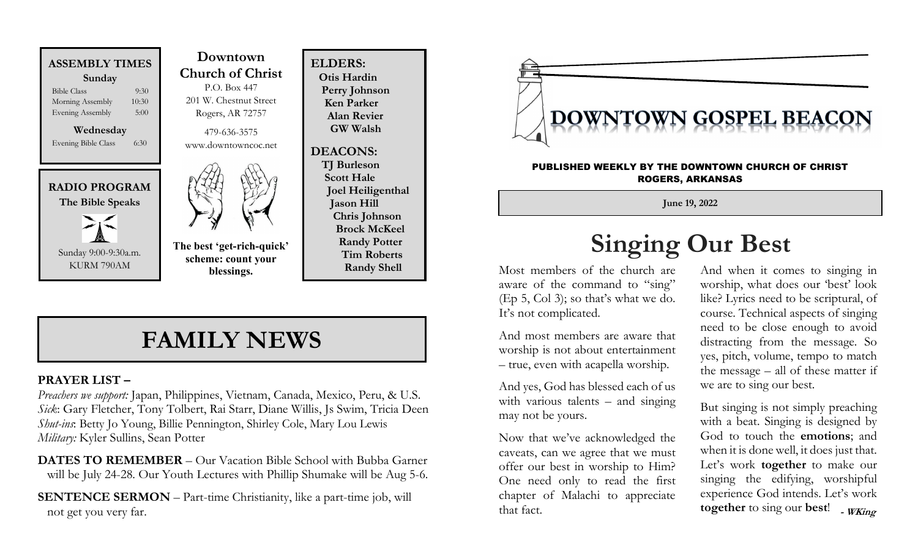## ASSEMBLY TIMES

**Sunday**

| | |
|---|---|
| Bible Class | 9:30 |
| Morning Assembly | 10:30 |
| Evening Assembly | 5:00 |

**Wednesday**

| | |
|---|---|
| Evening Bible Class | 6:30 |

## RADIO PROGRAM

**The Bible Speaks**

Sunday 9:00-9:30a.m.
KURM 790AM

## Downtown Church of Christ

P.O. Box 447
201 W. Chestnut Street
Rogers, AR 72757

479-636-3575
www.downtowncoc.net

**The best 'get-rich-quick' scheme: count your blessings.**

## ELDERS:

**Otis Hardin**
**Perry Johnson**
**Ken Parker**
**Alan Revier**
**GW Walsh**

## DEACONS:

**TJ Burleson**
**Scott Hale**
**Joel Heiligenthal**
**Jason Hill**
**Chris Johnson**
**Brock McKeel**
**Randy Potter**
**Tim Roberts**
**Randy Shell**

# FAMILY NEWS

**PRAYER LIST –**

*Preachers we support:* Japan, Philippines, Vietnam, Canada, Mexico, Peru, & U.S.
*Sick*: Gary Fletcher, Tony Tolbert, Rai Starr, Diane Willis, Js Swim, Tricia Deen
*Shut-ins*: Betty Jo Young, Billie Pennington, Shirley Cole, Mary Lou Lewis
*Military:* Kyler Sullins, Sean Potter

**DATES TO REMEMBER** – Our Vacation Bible School with Bubba Garner will be July 24-28. Our Youth Lectures with Phillip Shumake will be Aug 5-6.

**SENTENCE SERMON** – Part-time Christianity, like a part-time job, will not get you very far.

# DOWNTOWN GOSPEL BEACON

PUBLISHED WEEKLY BY THE DOWNTOWN CHURCH OF CHRIST
ROGERS, ARKANSAS

**June 19, 2022**

# Singing Our Best

Most members of the church are aware of the command to "sing" (Ep 5, Col 3); so that's what we do. It's not complicated.

And most members are aware that worship is not about entertainment – true, even with acapella worship.

And yes, God has blessed each of us with various talents – and singing may not be yours.

Now that we've acknowledged the caveats, can we agree that we must offer our best in worship to Him? One need only to read the first chapter of Malachi to appreciate that fact.

And when it comes to singing in worship, what does our 'best' look like? Lyrics need to be scriptural, of course. Technical aspects of singing need to be close enough to avoid distracting from the message. So yes, pitch, volume, tempo to match the message – all of these matter if we are to sing our best.

But singing is not simply preaching with a beat. Singing is designed by God to touch the **emotions**; and when it is done well, it does just that. Let's work **together** to make our singing the edifying, worshipful experience God intends. Let's work **together** to sing our **best**! ***- WKing***